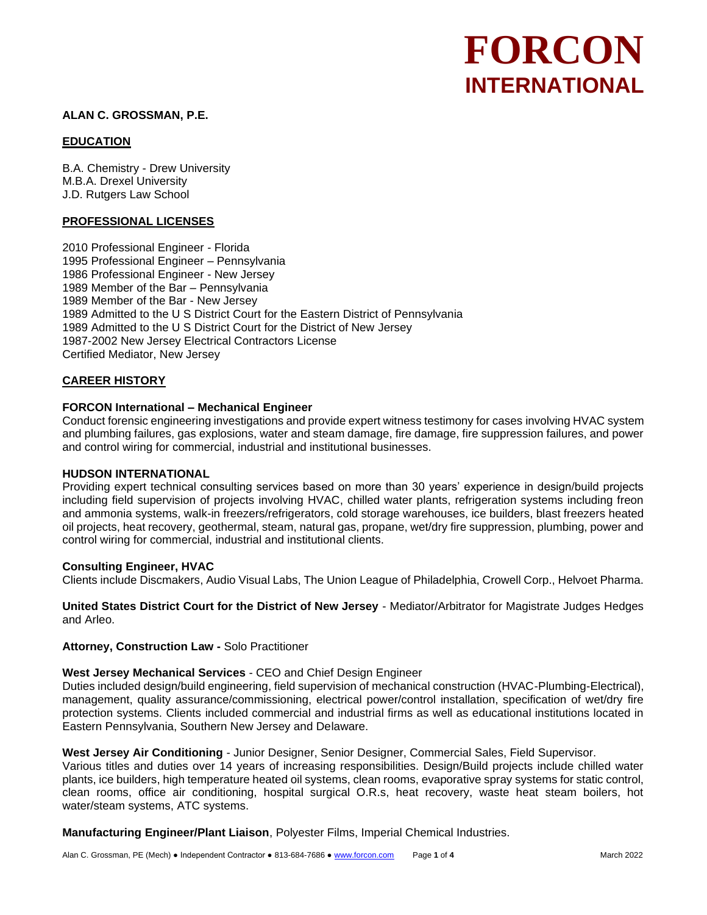# FORCON
## INTERNATIONAL

**ALAN C. GROSSMAN, P.E.**

### EDUCATION

B.A. Chemistry - Drew University
M.B.A. Drexel University
J.D. Rutgers Law School

### PROFESSIONAL LICENSES

2010 Professional Engineer - Florida
1995 Professional Engineer – Pennsylvania
1986 Professional Engineer - New Jersey
1989 Member of the Bar – Pennsylvania
1989 Member of the Bar - New Jersey
1989 Admitted to the U S District Court for the Eastern District of Pennsylvania
1989 Admitted to the U S District Court for the District of New Jersey
1987-2002 New Jersey Electrical Contractors License
Certified Mediator, New Jersey

### CAREER HISTORY

**FORCON International – Mechanical Engineer**
Conduct forensic engineering investigations and provide expert witness testimony for cases involving HVAC system and plumbing failures, gas explosions, water and steam damage, fire damage, fire suppression failures, and power and control wiring for commercial, industrial and institutional businesses.

**HUDSON INTERNATIONAL**
Providing expert technical consulting services based on more than 30 years' experience in design/build projects including field supervision of projects involving HVAC, chilled water plants, refrigeration systems including freon and ammonia systems, walk-in freezers/refrigerators, cold storage warehouses, ice builders, blast freezers heated oil projects, heat recovery, geothermal, steam, natural gas, propane, wet/dry fire suppression, plumbing, power and control wiring for commercial, industrial and institutional clients.

**Consulting Engineer, HVAC**
Clients include Discmakers, Audio Visual Labs, The Union League of Philadelphia, Crowell Corp., Helvoet Pharma.

**United States District Court for the District of New Jersey** - Mediator/Arbitrator for Magistrate Judges Hedges and Arleo.

**Attorney, Construction Law -** Solo Practitioner

**West Jersey Mechanical Services** - CEO and Chief Design Engineer
Duties included design/build engineering, field supervision of mechanical construction (HVAC-Plumbing-Electrical), management, quality assurance/commissioning, electrical power/control installation, specification of wet/dry fire protection systems. Clients included commercial and industrial firms as well as educational institutions located in Eastern Pennsylvania, Southern New Jersey and Delaware.

**West Jersey Air Conditioning** - Junior Designer, Senior Designer, Commercial Sales, Field Supervisor.
Various titles and duties over 14 years of increasing responsibilities. Design/Build projects include chilled water plants, ice builders, high temperature heated oil systems, clean rooms, evaporative spray systems for static control, clean rooms, office air conditioning, hospital surgical O.R.s, heat recovery, waste heat steam boilers, hot water/steam systems, ATC systems.

**Manufacturing Engineer/Plant Liaison**, Polyester Films, Imperial Chemical Industries.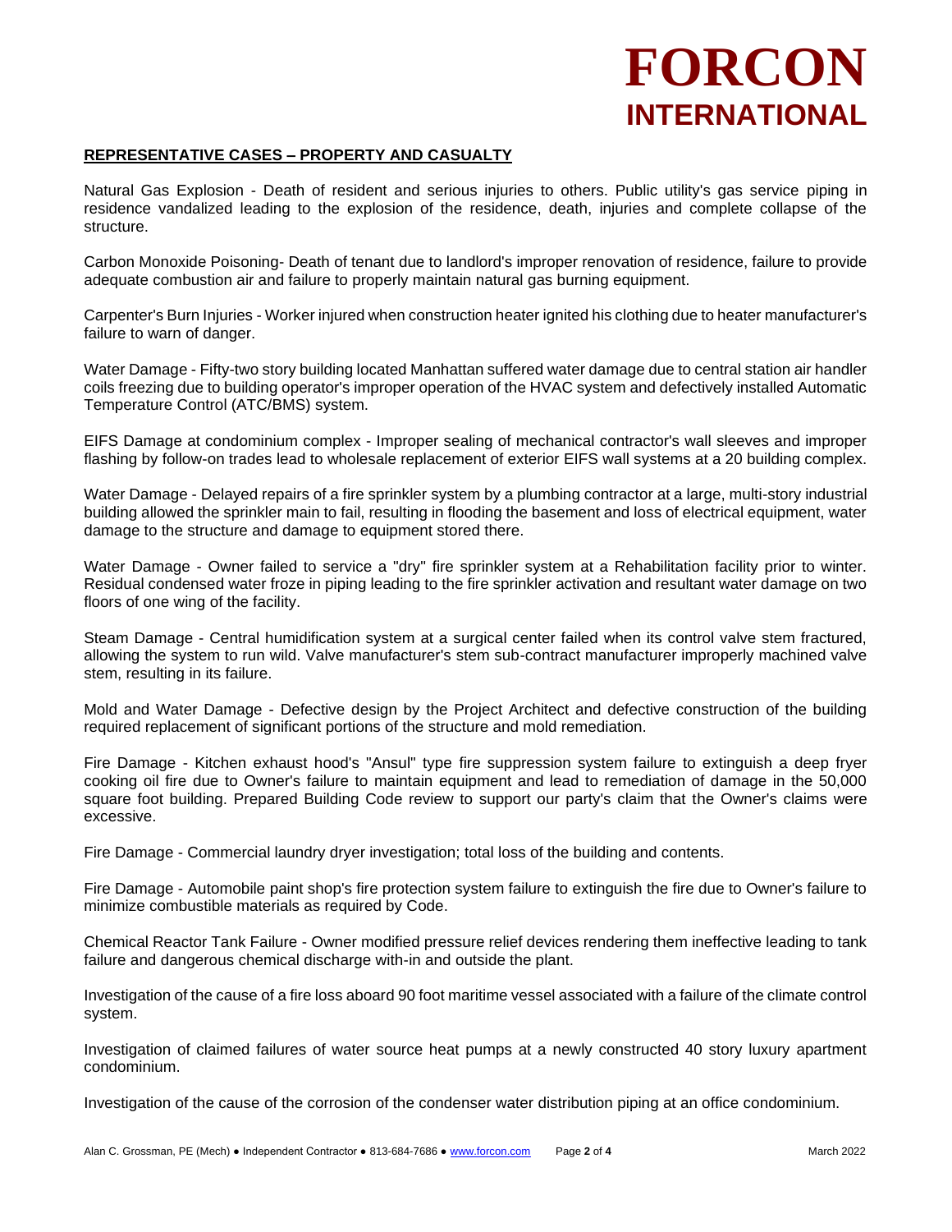## REPRESENTATIVE CASES – PROPERTY AND CASUALTY

Natural Gas Explosion - Death of resident and serious injuries to others. Public utility's gas service piping in residence vandalized leading to the explosion of the residence, death, injuries and complete collapse of the structure.

Carbon Monoxide Poisoning- Death of tenant due to landlord's improper renovation of residence, failure to provide adequate combustion air and failure to properly maintain natural gas burning equipment.

Carpenter's Burn Injuries - Worker injured when construction heater ignited his clothing due to heater manufacturer's failure to warn of danger.

Water Damage - Fifty-two story building located Manhattan suffered water damage due to central station air handler coils freezing due to building operator's improper operation of the HVAC system and defectively installed Automatic Temperature Control (ATC/BMS) system.

EIFS Damage at condominium complex - Improper sealing of mechanical contractor's wall sleeves and improper flashing by follow-on trades lead to wholesale replacement of exterior EIFS wall systems at a 20 building complex.

Water Damage - Delayed repairs of a fire sprinkler system by a plumbing contractor at a large, multi-story industrial building allowed the sprinkler main to fail, resulting in flooding the basement and loss of electrical equipment, water damage to the structure and damage to equipment stored there.

Water Damage - Owner failed to service a "dry" fire sprinkler system at a Rehabilitation facility prior to winter. Residual condensed water froze in piping leading to the fire sprinkler activation and resultant water damage on two floors of one wing of the facility.

Steam Damage - Central humidification system at a surgical center failed when its control valve stem fractured, allowing the system to run wild. Valve manufacturer's stem sub-contract manufacturer improperly machined valve stem, resulting in its failure.

Mold and Water Damage - Defective design by the Project Architect and defective construction of the building required replacement of significant portions of the structure and mold remediation.

Fire Damage - Kitchen exhaust hood's "Ansul" type fire suppression system failure to extinguish a deep fryer cooking oil fire due to Owner's failure to maintain equipment and lead to remediation of damage in the 50,000 square foot building. Prepared Building Code review to support our party's claim that the Owner's claims were excessive.

Fire Damage - Commercial laundry dryer investigation; total loss of the building and contents.

Fire Damage - Automobile paint shop's fire protection system failure to extinguish the fire due to Owner's failure to minimize combustible materials as required by Code.

Chemical Reactor Tank Failure - Owner modified pressure relief devices rendering them ineffective leading to tank failure and dangerous chemical discharge with-in and outside the plant.

Investigation of the cause of a fire loss aboard 90 foot maritime vessel associated with a failure of the climate control system.

Investigation of claimed failures of water source heat pumps at a newly constructed 40 story luxury apartment condominium.

Investigation of the cause of the corrosion of the condenser water distribution piping at an office condominium.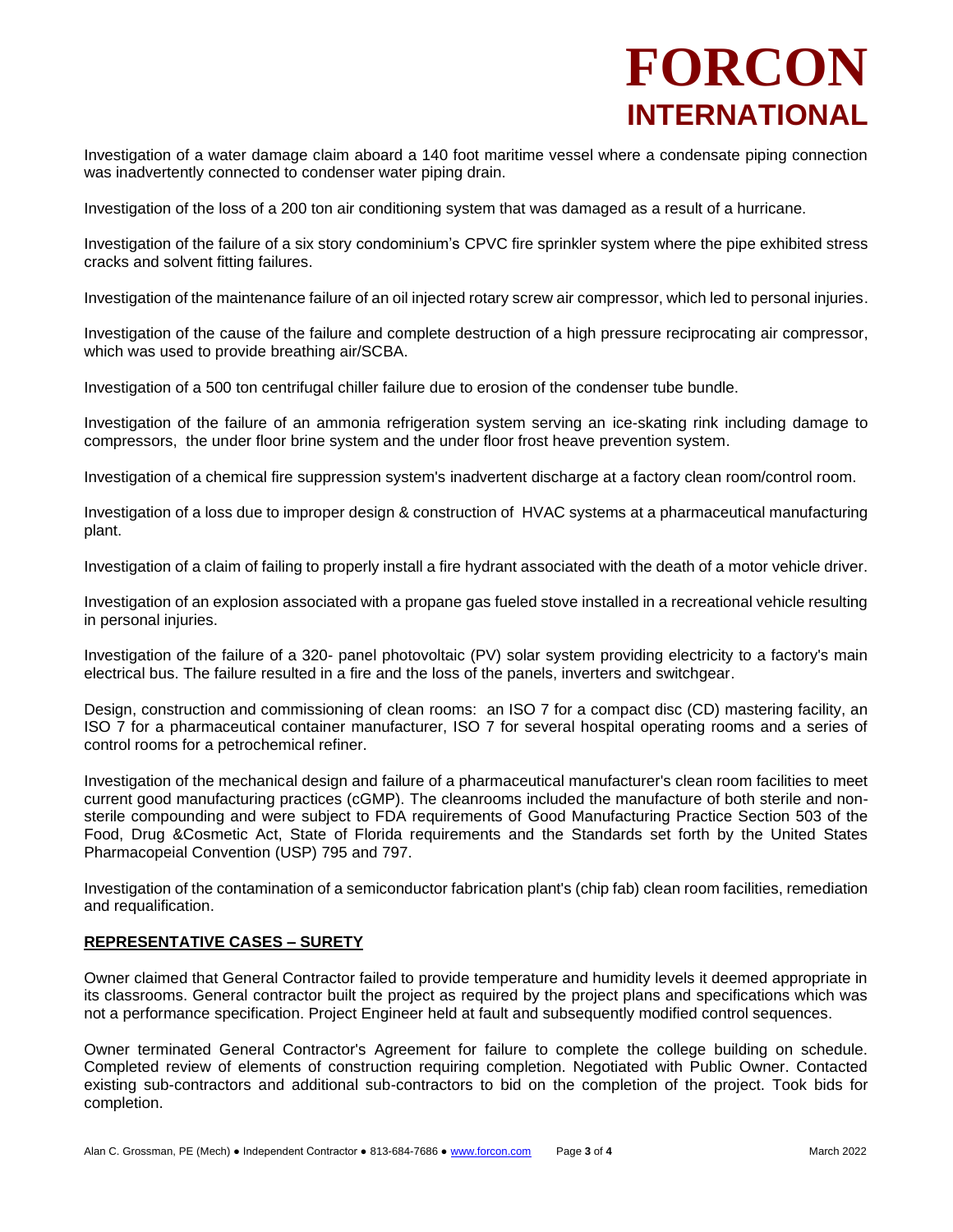Investigation of a water damage claim aboard a 140 foot maritime vessel where a condensate piping connection was inadvertently connected to condenser water piping drain.

Investigation of the loss of a 200 ton air conditioning system that was damaged as a result of a hurricane.

Investigation of the failure of a six story condominium's CPVC fire sprinkler system where the pipe exhibited stress cracks and solvent fitting failures.

Investigation of the maintenance failure of an oil injected rotary screw air compressor, which led to personal injuries.

Investigation of the cause of the failure and complete destruction of a high pressure reciprocating air compressor, which was used to provide breathing air/SCBA.

Investigation of a 500 ton centrifugal chiller failure due to erosion of the condenser tube bundle.

Investigation of the failure of an ammonia refrigeration system serving an ice-skating rink including damage to compressors, the under floor brine system and the under floor frost heave prevention system.

Investigation of a chemical fire suppression system's inadvertent discharge at a factory clean room/control room.

Investigation of a loss due to improper design & construction of HVAC systems at a pharmaceutical manufacturing plant.

Investigation of a claim of failing to properly install a fire hydrant associated with the death of a motor vehicle driver.

Investigation of an explosion associated with a propane gas fueled stove installed in a recreational vehicle resulting in personal injuries.

Investigation of the failure of a 320- panel photovoltaic (PV) solar system providing electricity to a factory's main electrical bus. The failure resulted in a fire and the loss of the panels, inverters and switchgear.

Design, construction and commissioning of clean rooms: an ISO 7 for a compact disc (CD) mastering facility, an ISO 7 for a pharmaceutical container manufacturer, ISO 7 for several hospital operating rooms and a series of control rooms for a petrochemical refiner.

Investigation of the mechanical design and failure of a pharmaceutical manufacturer's clean room facilities to meet current good manufacturing practices (cGMP). The cleanrooms included the manufacture of both sterile and non-sterile compounding and were subject to FDA requirements of Good Manufacturing Practice Section 503 of the Food, Drug &Cosmetic Act, State of Florida requirements and the Standards set forth by the United States Pharmacopeial Convention (USP) 795 and 797.

Investigation of the contamination of a semiconductor fabrication plant's (chip fab) clean room facilities, remediation and requalification.

## REPRESENTATIVE CASES – SURETY

Owner claimed that General Contractor failed to provide temperature and humidity levels it deemed appropriate in its classrooms. General contractor built the project as required by the project plans and specifications which was not a performance specification. Project Engineer held at fault and subsequently modified control sequences.

Owner terminated General Contractor's Agreement for failure to complete the college building on schedule. Completed review of elements of construction requiring completion. Negotiated with Public Owner. Contacted existing sub-contractors and additional sub-contractors to bid on the completion of the project. Took bids for completion.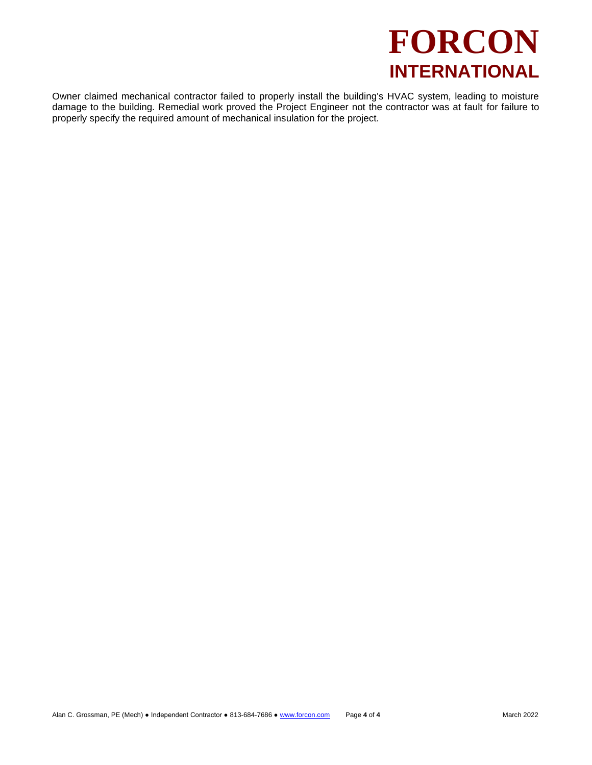Owner claimed mechanical contractor failed to properly install the building's HVAC system, leading to moisture damage to the building. Remedial work proved the Project Engineer not the contractor was at fault for failure to properly specify the required amount of mechanical insulation for the project.